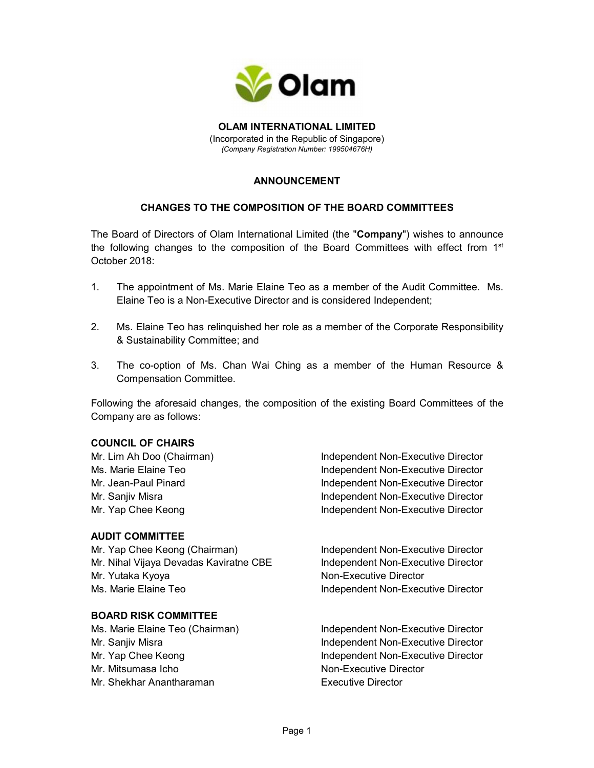**OLAM INTERNATIONAL LIMITED**
(Incorporated in the Republic of Singapore)
*(Company Registration Number: 199504676H)*

**ANNOUNCEMENT**

**CHANGES TO THE COMPOSITION OF THE BOARD COMMITTEES**

The Board of Directors of Olam International Limited (the "**Company**") wishes to announce the following changes to the composition of the Board Committees with effect from 1st October 2018:

1. The appointment of Ms. Marie Elaine Teo as a member of the Audit Committee. Ms. Elaine Teo is a Non-Executive Director and is considered Independent;
2. Ms. Elaine Teo has relinquished her role as a member of the Corporate Responsibility & Sustainability Committee; and
3. The co-option of Ms. Chan Wai Ching as a member of the Human Resource & Compensation Committee.

Following the aforesaid changes, the composition of the existing Board Committees of the Company are as follows:

**COUNCIL OF CHAIRS**

| | |
|---|---|
| Mr. Lim Ah Doo (Chairman) | Independent Non-Executive Director |
| Ms. Marie Elaine Teo | Independent Non-Executive Director |
| Mr. Jean-Paul Pinard | Independent Non-Executive Director |
| Mr. Sanjiv Misra | Independent Non-Executive Director |
| Mr. Yap Chee Keong | Independent Non-Executive Director |

**AUDIT COMMITTEE**

| | |
|---|---|
| Mr. Yap Chee Keong (Chairman) | Independent Non-Executive Director |
| Mr. Nihal Vijaya Devadas Kaviratne CBE | Independent Non-Executive Director |
| Mr. Yutaka Kyoya | Non-Executive Director |
| Ms. Marie Elaine Teo | Independent Non-Executive Director |

**BOARD RISK COMMITTEE**

| | |
|---|---|
| Ms. Marie Elaine Teo (Chairman) | Independent Non-Executive Director |
| Mr. Sanjiv Misra | Independent Non-Executive Director |
| Mr. Yap Chee Keong | Independent Non-Executive Director |
| Mr. Mitsumasa Icho | Non-Executive Director |
| Mr. Shekhar Anantharaman | Executive Director |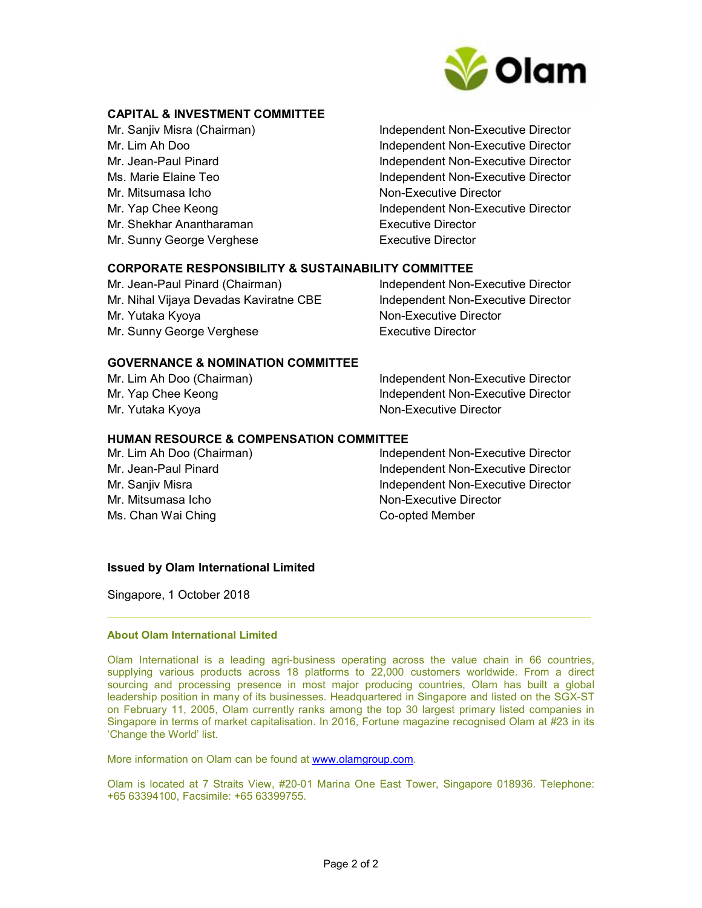## CAPITAL & INVESTMENT COMMITTEE

| | |
|---|---|
| Mr. Sanjiv Misra (Chairman) | Independent Non-Executive Director |
| Mr. Lim Ah Doo | Independent Non-Executive Director |
| Mr. Jean-Paul Pinard | Independent Non-Executive Director |
| Ms. Marie Elaine Teo | Independent Non-Executive Director |
| Mr. Mitsumasa Icho | Non-Executive Director |
| Mr. Yap Chee Keong | Independent Non-Executive Director |
| Mr. Shekhar Anantharaman | Executive Director |
| Mr. Sunny George Verghese | Executive Director |

## CORPORATE RESPONSIBILITY & SUSTAINABILITY COMMITTEE

| | |
|---|---|
| Mr. Jean-Paul Pinard (Chairman) | Independent Non-Executive Director |
| Mr. Nihal Vijaya Devadas Kaviratne CBE | Independent Non-Executive Director |
| Mr. Yutaka Kyoya | Non-Executive Director |
| Mr. Sunny George Verghese | Executive Director |

## GOVERNANCE & NOMINATION COMMITTEE

| | |
|---|---|
| Mr. Lim Ah Doo (Chairman) | Independent Non-Executive Director |
| Mr. Yap Chee Keong | Independent Non-Executive Director |
| Mr. Yutaka Kyoya | Non-Executive Director |

## HUMAN RESOURCE & COMPENSATION COMMITTEE

| | |
|---|---|
| Mr. Lim Ah Doo (Chairman) | Independent Non-Executive Director |
| Mr. Jean-Paul Pinard | Independent Non-Executive Director |
| Mr. Sanjiv Misra | Independent Non-Executive Director |
| Mr. Mitsumasa Icho | Non-Executive Director |
| Ms. Chan Wai Ching | Co-opted Member |

**Issued by Olam International Limited**

Singapore, 1 October 2018

---

**About Olam International Limited**

Olam International is a leading agri-business operating across the value chain in 66 countries, supplying various products across 18 platforms to 22,000 customers worldwide. From a direct sourcing and processing presence in most major producing countries, Olam has built a global leadership position in many of its businesses. Headquartered in Singapore and listed on the SGX-ST on February 11, 2005, Olam currently ranks among the top 30 largest primary listed companies in Singapore in terms of market capitalisation. In 2016, Fortune magazine recognised Olam at #23 in its 'Change the World' list.

More information on Olam can be found at www.olamgroup.com.

Olam is located at 7 Straits View, #20-01 Marina One East Tower, Singapore 018936. Telephone: +65 63394100, Facsimile: +65 63399755.